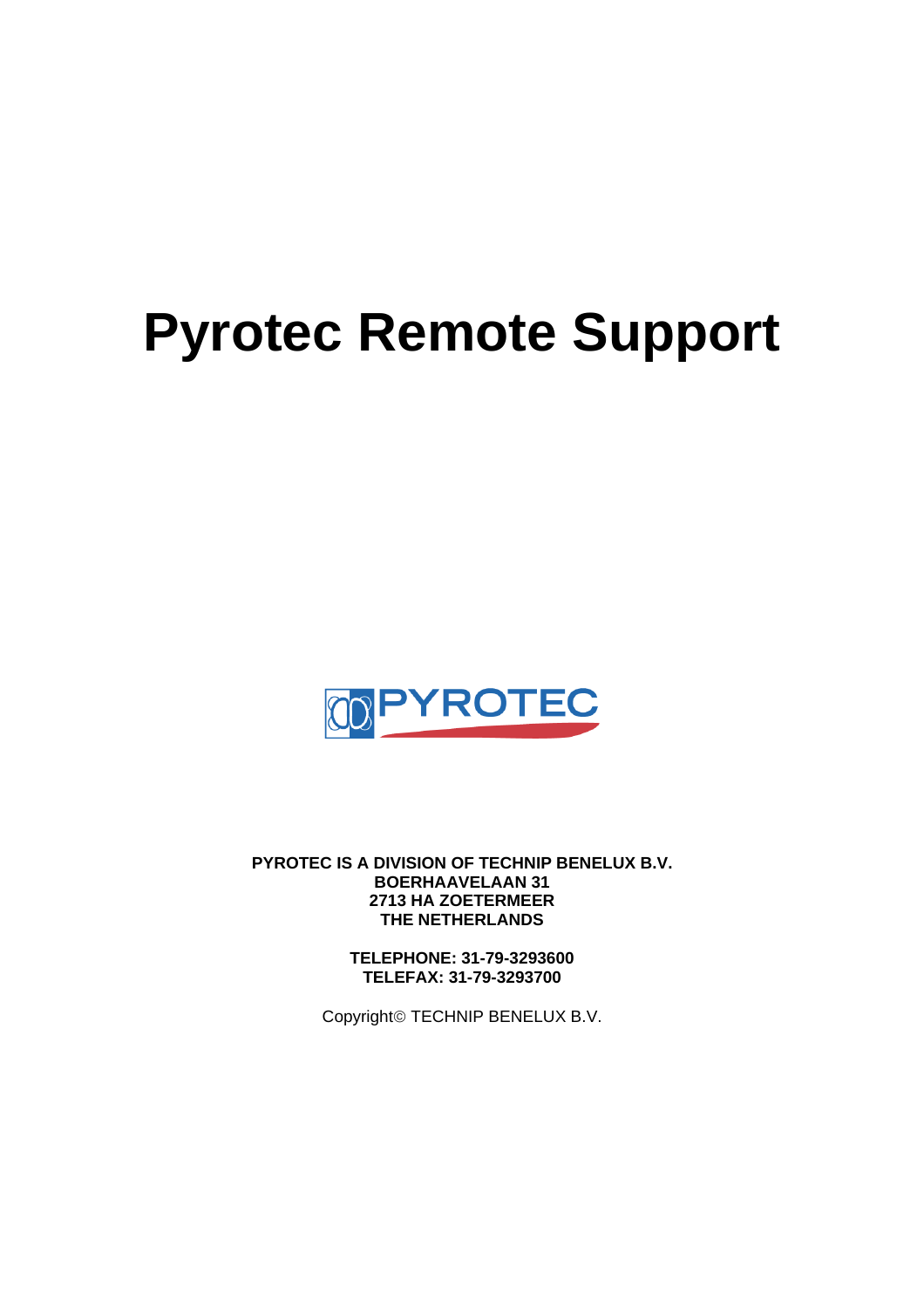# Pyrotec Remote Support

PYROTEC

**PYROTEC IS A DIVISION OF TECHNIP BENELUX B.V.**
**BOERHAAVELAAN 31**
**2713 HA ZOETERMEER**
**THE NETHERLANDS**

**TELEPHONE: 31-79-3293600**
**TELEFAX: 31-79-3293700**

Copyright© TECHNIP BENELUX B.V.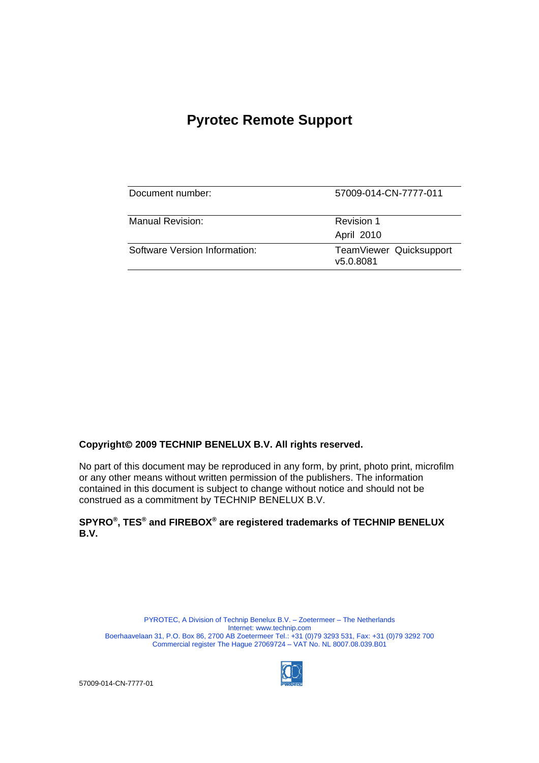# Pyrotec Remote Support

| | |
|---|---|
| Document number: | 57009-014-CN-7777-011 |
| Manual Revision: | Revision 1<br>April 2010 |
| Software Version Information: | TeamViewer Quicksupport v5.0.8081 |

**Copyright© 2009 TECHNIP BENELUX B.V. All rights reserved.**

No part of this document may be reproduced in any form, by print, photo print, microfilm or any other means without written permission of the publishers. The information contained in this document is subject to change without notice and should not be construed as a commitment by TECHNIP BENELUX B.V.

**SPYRO®, TES® and FIREBOX® are registered trademarks of TECHNIP BENELUX B.V.**

PYROTEC, A Division of Technip Benelux B.V. – Zoetermeer – The Netherlands
Internet: www.technip.com
Boerhaavelaan 31, P.O. Box 86, 2700 AB Zoetermeer Tel.: +31 (0)79 3293 531, Fax: +31 (0)79 3292 700
Commercial register The Hague 27069724 – VAT No. NL 8007.08.039.B01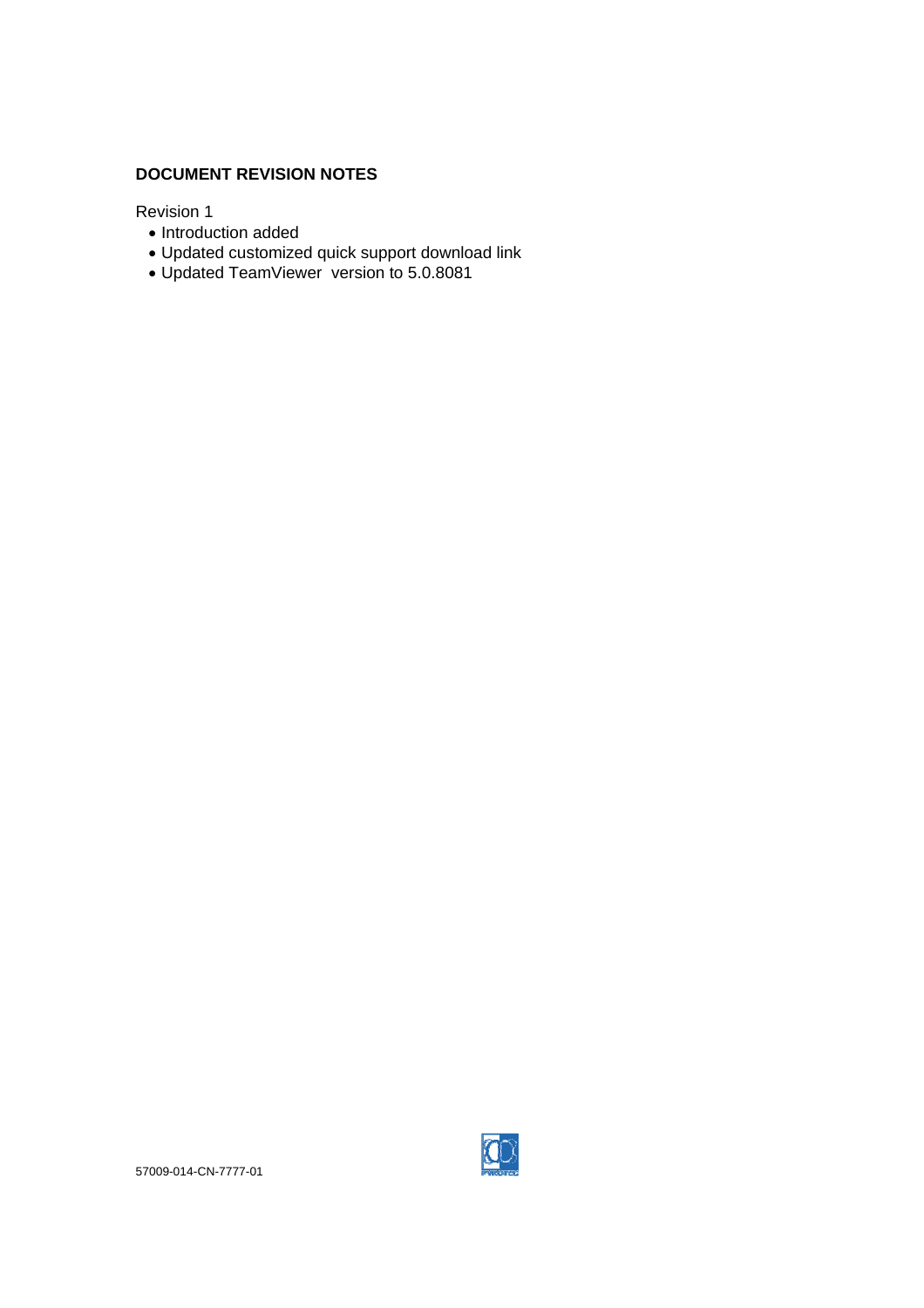**DOCUMENT REVISION NOTES**

Revision 1

- Introduction added
- Updated customized quick support download link
- Updated TeamViewer  version to 5.0.8081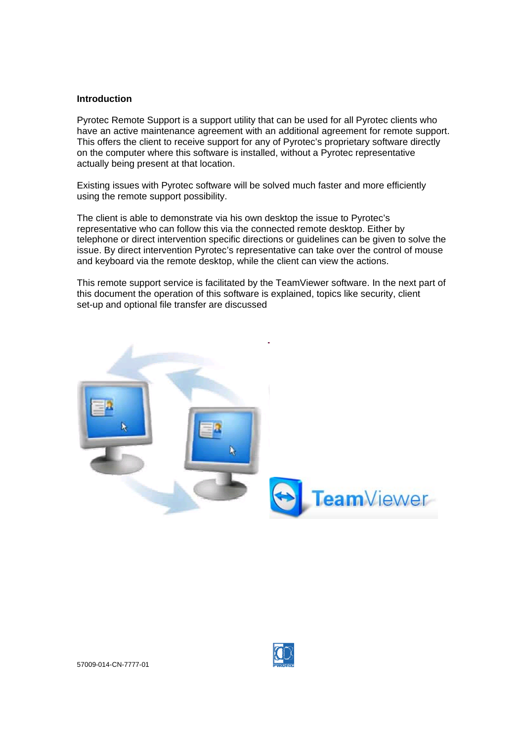**Introduction**

Pyrotec Remote Support is a support utility that can be used for all Pyrotec clients who have an active maintenance agreement with an additional agreement for remote support. This offers the client to receive support for any of Pyrotec's proprietary software directly on the computer where this software is installed, without a Pyrotec representative actually being present at that location.

Existing issues with Pyrotec software will be solved much faster and more efficiently using the remote support possibility.

The client is able to demonstrate via his own desktop the issue to Pyrotec's representative who can follow this via the connected remote desktop. Either by telephone or direct intervention specific directions or guidelines can be given to solve the issue. By direct intervention Pyrotec's representative can take over the control of mouse and keyboard via the remote desktop, while the client can view the actions.

This remote support service is facilitated by the TeamViewer software. In the next part of this document the operation of this software is explained, topics like security, client set-up and optional file transfer are discussed

57009-014-CN-7777-01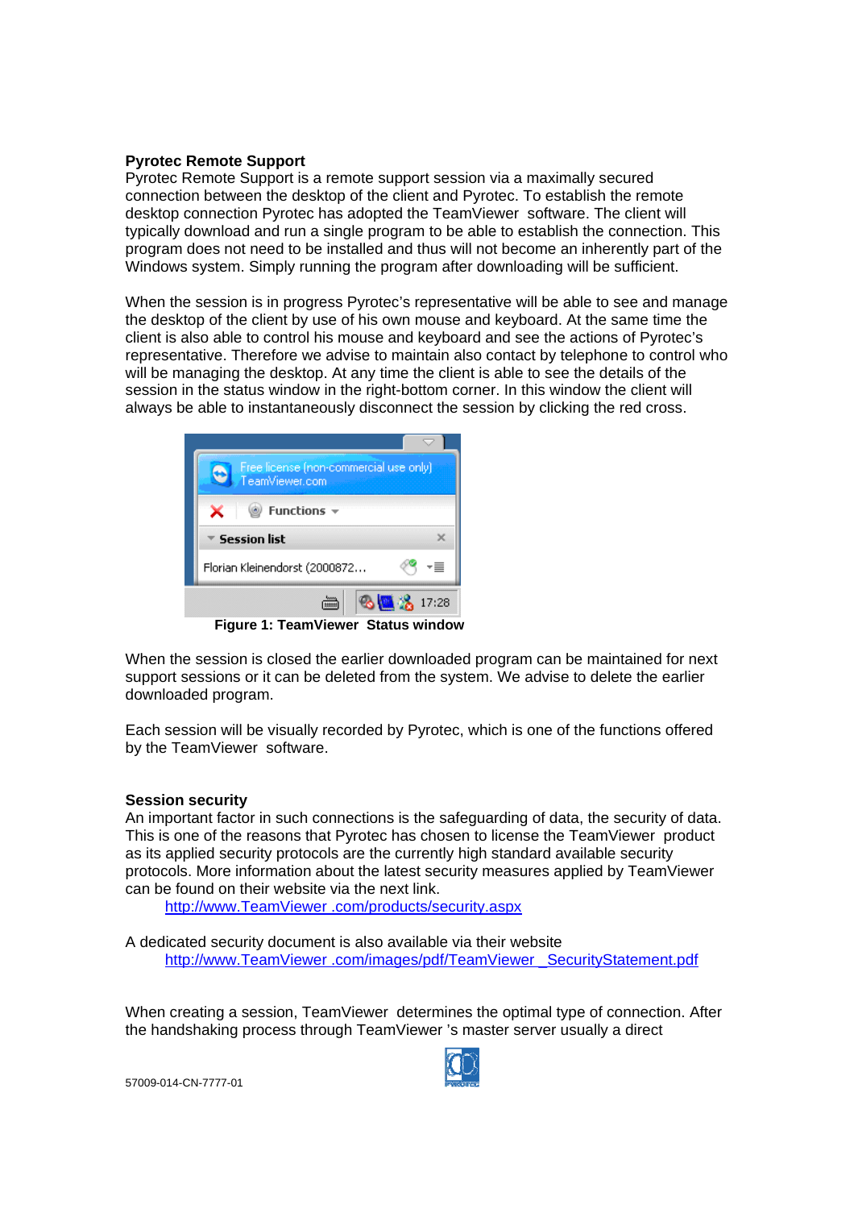**Pyrotec Remote Support**

Pyrotec Remote Support is a remote support session via a maximally secured connection between the desktop of the client and Pyrotec. To establish the remote desktop connection Pyrotec has adopted the TeamViewer software. The client will typically download and run a single program to be able to establish the connection. This program does not need to be installed and thus will not become an inherently part of the Windows system. Simply running the program after downloading will be sufficient.

When the session is in progress Pyrotec's representative will be able to see and manage the desktop of the client by use of his own mouse and keyboard. At the same time the client is also able to control his mouse and keyboard and see the actions of Pyrotec's representative. Therefore we advise to maintain also contact by telephone to control who will be managing the desktop. At any time the client is able to see the details of the session in the status window in the right-bottom corner. In this window the client will always be able to instantaneously disconnect the session by clicking the red cross.

**Figure 1: TeamViewer Status window**

When the session is closed the earlier downloaded program can be maintained for next support sessions or it can be deleted from the system. We advise to delete the earlier downloaded program.

Each session will be visually recorded by Pyrotec, which is one of the functions offered by the TeamViewer software.

**Session security**

An important factor in such connections is the safeguarding of data, the security of data. This is one of the reasons that Pyrotec has chosen to license the TeamViewer product as its applied security protocols are the currently high standard available security protocols. More information about the latest security measures applied by TeamViewer can be found on their website via the next link.

[http://www.TeamViewer .com/products/security.aspx](http://www.TeamViewer.com/products/security.aspx)

A dedicated security document is also available via their website

[http://www.TeamViewer .com/images/pdf/TeamViewer _SecurityStatement.pdf](http://www.TeamViewer.com/images/pdf/TeamViewer_SecurityStatement.pdf)

When creating a session, TeamViewer determines the optimal type of connection. After the handshaking process through TeamViewer 's master server usually a direct

57009-014-CN-7777-01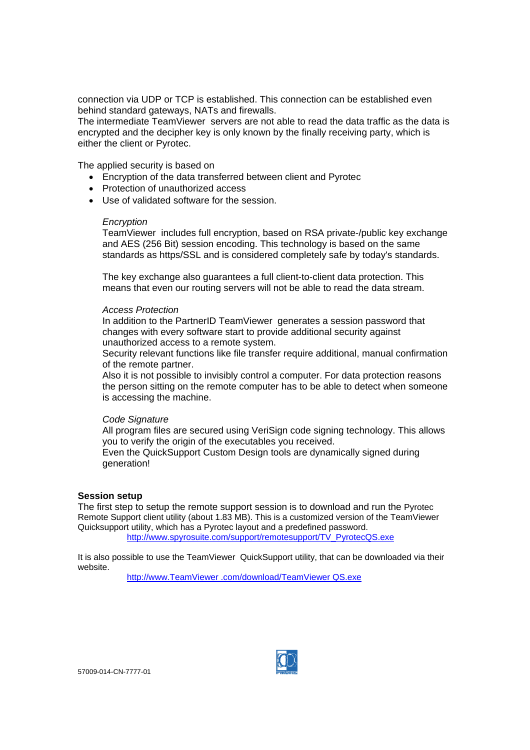connection via UDP or TCP is established. This connection can be established even behind standard gateways, NATs and firewalls.
The intermediate TeamViewer  servers are not able to read the data traffic as the data is encrypted and the decipher key is only known by the finally receiving party, which is either the client or Pyrotec.

The applied security is based on

- Encryption of the data transferred between client and Pyrotec
- Protection of unauthorized access
- Use of validated software for the session.

*Encryption*
TeamViewer  includes full encryption, based on RSA private-/public key exchange and AES (256 Bit) session encoding. This technology is based on the same standards as https/SSL and is considered completely safe by today's standards.

The key exchange also guarantees a full client-to-client data protection. This means that even our routing servers will not be able to read the data stream.

*Access Protection*
In addition to the PartnerID TeamViewer  generates a session password that changes with every software start to provide additional security against unauthorized access to a remote system.
Security relevant functions like file transfer require additional, manual confirmation of the remote partner.
Also it is not possible to invisibly control a computer. For data protection reasons the person sitting on the remote computer has to be able to detect when someone is accessing the machine.

*Code Signature*
All program files are secured using VeriSign code signing technology. This allows you to verify the origin of the executables you received.
Even the QuickSupport Custom Design tools are dynamically signed during generation!

**Session setup**
The first step to setup the remote support session is to download and run the Pyrotec Remote Support client utility (about 1.83 MB). This is a customized version of the TeamViewer Quicksupport utility, which has a Pyrotec layout and a predefined password.
http://www.spyrosuite.com/support/remotesupport/TV_PyrotecQS.exe

It is also possible to use the TeamViewer  QuickSupport utility, that can be downloaded via their website.
http://www.TeamViewer .com/download/TeamViewer QS.exe

57009-014-CN-7777-01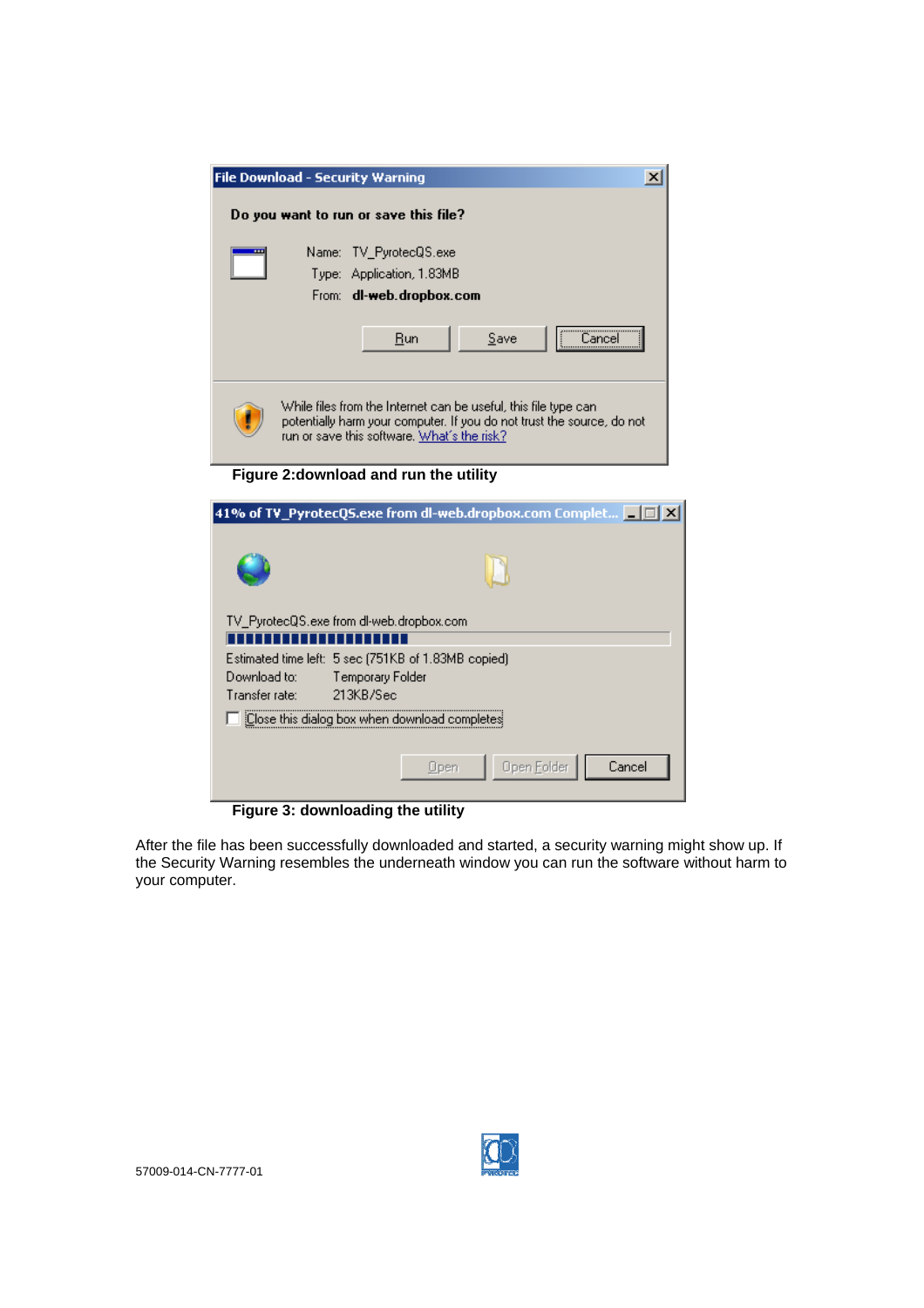Figure 2:download and run the utility

Figure 3: downloading the utility

After the file has been successfully downloaded and started, a security warning might show up. If the Security Warning resembles the underneath window you can run the software without harm to your computer.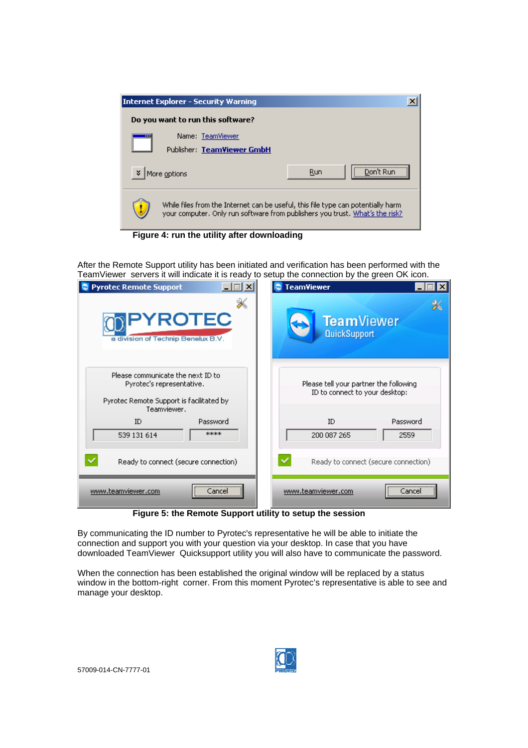Figure 4: run the utility after downloading

After the Remote Support utility has been initiated and verification has been performed with the TeamViewer servers it will indicate it is ready to setup the connection by the green OK icon.

Figure 5: the Remote Support utility to setup the session

By communicating the ID number to Pyrotec's representative he will be able to initiate the connection and support you with your question via your desktop. In case that you have downloaded TeamViewer Quicksupport utility you will also have to communicate the password.

When the connection has been established the original window will be replaced by a status window in the bottom-right corner. From this moment Pyrotec's representative is able to see and manage your desktop.

57009-014-CN-7777-01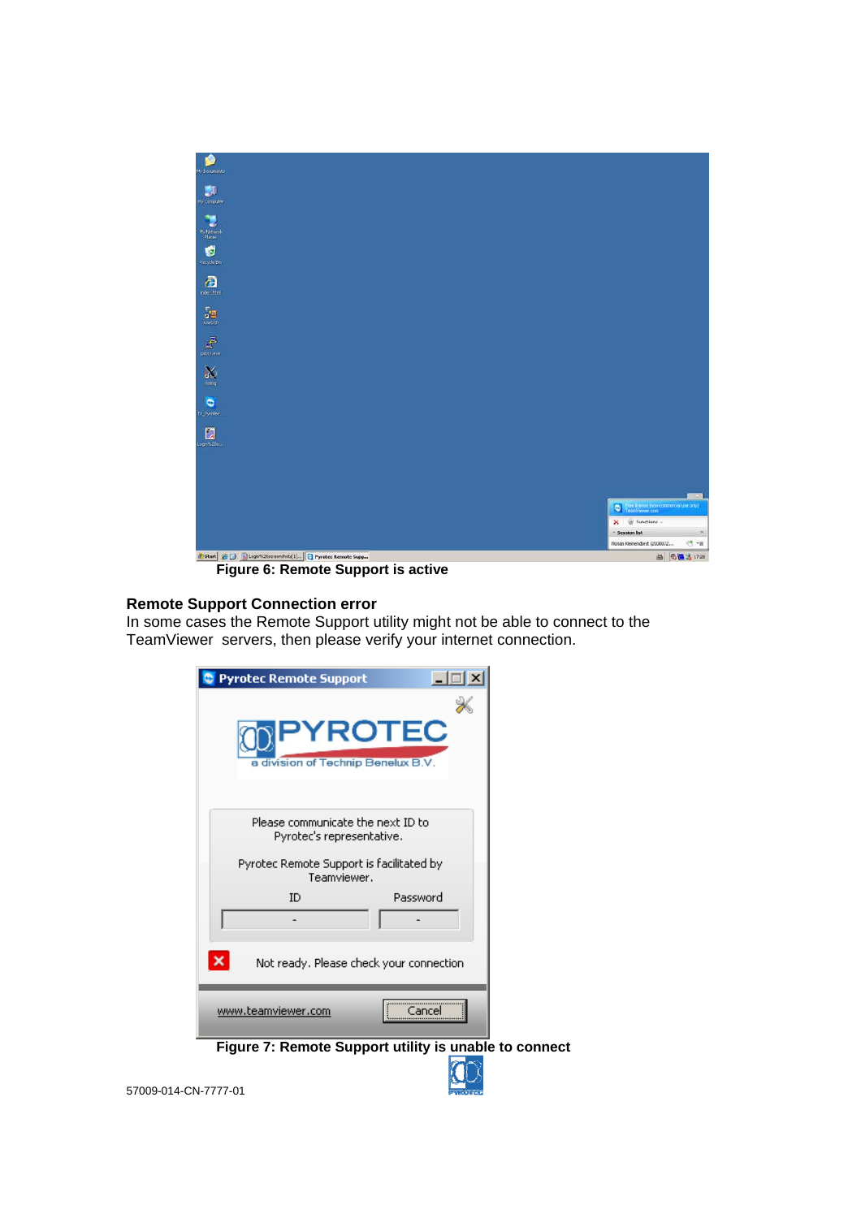Figure 6: Remote Support is active

## Remote Support Connection error

In some cases the Remote Support utility might not be able to connect to the TeamViewer servers, then please verify your internet connection.

Figure 7: Remote Support utility is unable to connect

57009-014-CN-7777-01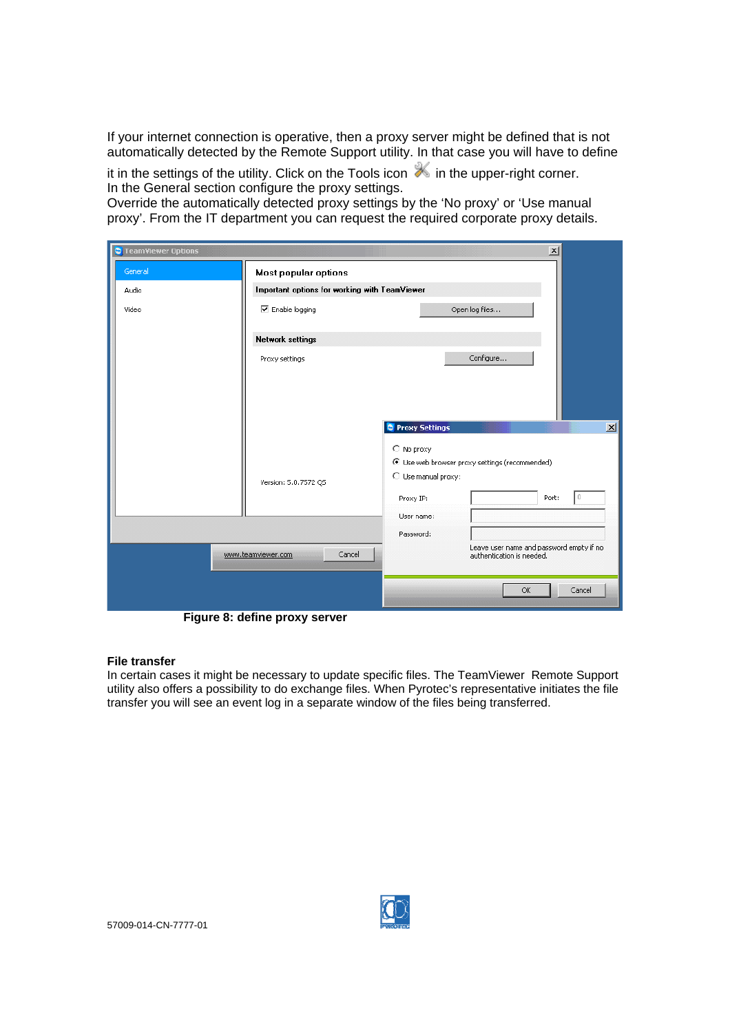If your internet connection is operative, then a proxy server might be defined that is not automatically detected by the Remote Support utility. In that case you will have to define it in the settings of the utility. Click on the Tools icon in the upper-right corner.
In the General section configure the proxy settings.
Override the automatically detected proxy settings by the 'No proxy' or 'Use manual proxy'. From the IT department you can request the required corporate proxy details.

**Figure 8: define proxy server**

**File transfer**
In certain cases it might be necessary to update specific files. The TeamViewer Remote Support utility also offers a possibility to do exchange files. When Pyrotec's representative initiates the file transfer you will see an event log in a separate window of the files being transferred.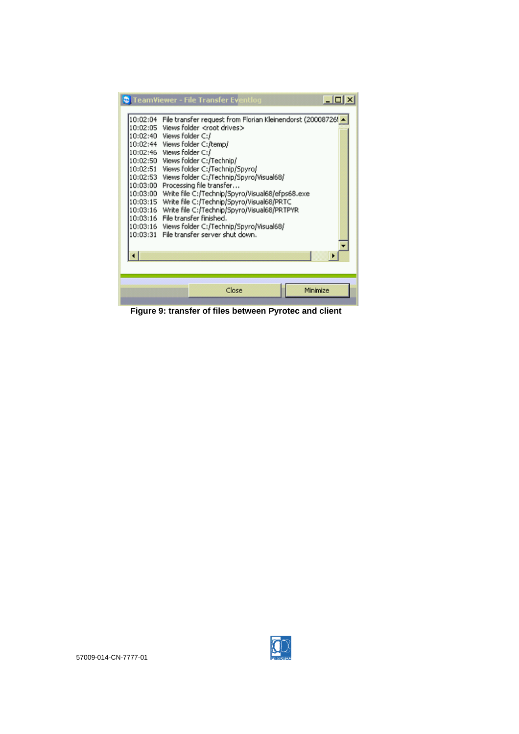```
TeamViewer - File Transfer Eventlog

10:02:04  File transfer request from Florian Kleinendorst (20008726!
10:02:05  Views folder <root drives>
10:02:40  Views folder C:/
10:02:44  Views folder C:/temp/
10:02:46  Views folder C:/
10:02:50  Views folder C:/Technip/
10:02:51  Views folder C:/Technip/Spyro/
10:02:53  Views folder C:/Technip/Spyro/Visual68/
10:03:00  Processing file transfer...
10:03:00  Write file C:/Technip/Spyro/Visual68/efps68.exe
10:03:15  Write file C:/Technip/Spyro/Visual68/PRTC
10:03:16  Write file C:/Technip/Spyro/Visual68/PRTPYR
10:03:16  File transfer finished.
10:03:16  Views folder C:/Technip/Spyro/Visual68/
10:03:31  File transfer server shut down.

Close    Minimize
```

**Figure 9: transfer of files between Pyrotec and client**